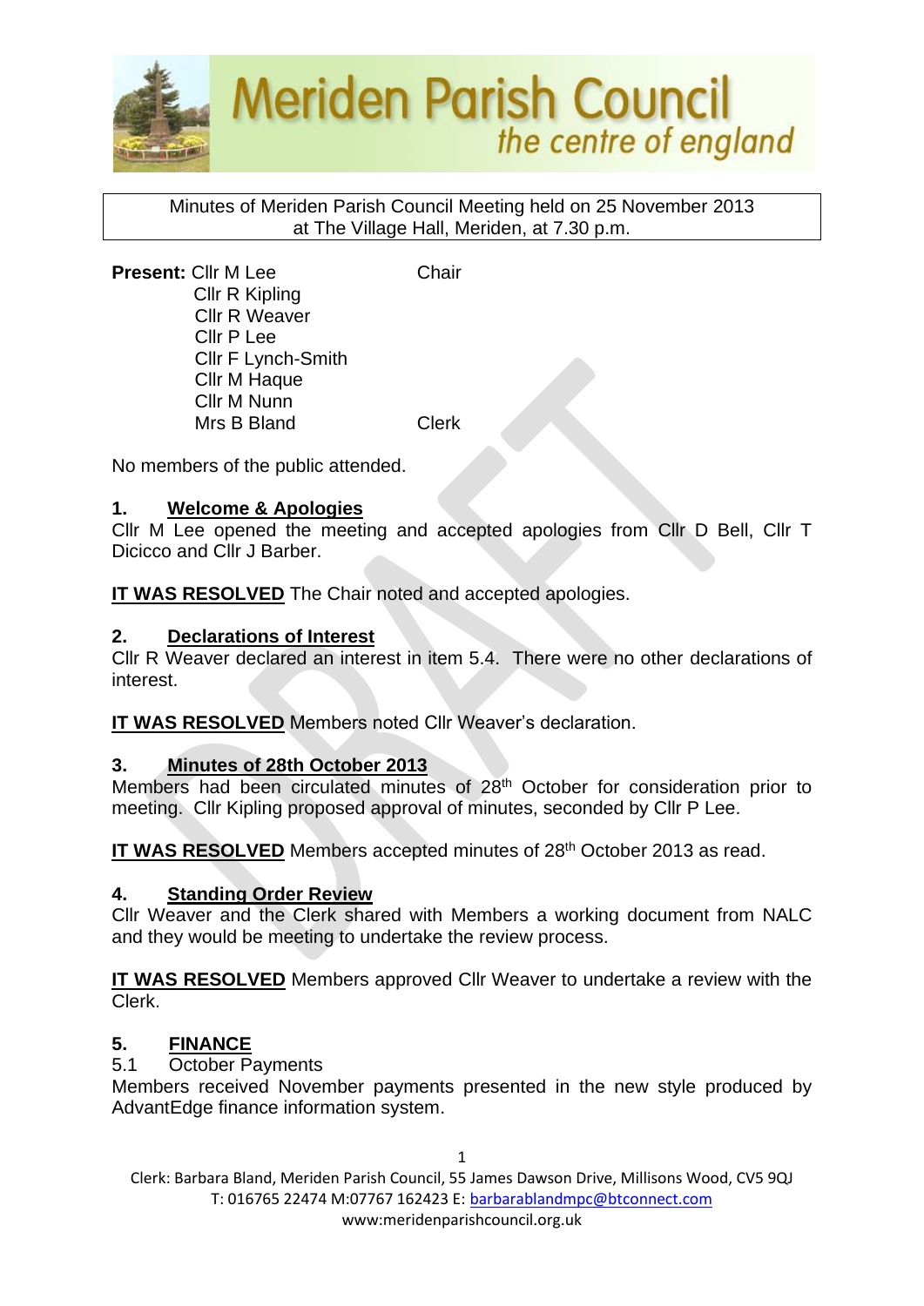# Meriden Parish Council
*the centre of england*

Minutes of Meriden Parish Council Meeting held on 25 November 2013 at The Village Hall, Meriden, at 7.30 p.m.

**Present:** Cllr M Lee — Chair
Cllr R Kipling
Cllr R Weaver
Cllr P Lee
Cllr F Lynch-Smith
Cllr M Haque
Cllr M Nunn
Mrs B Bland — Clerk

No members of the public attended.

## 1. Welcome & Apologies

Cllr M Lee opened the meeting and accepted apologies from Cllr D Bell, Cllr T Dicicco and Cllr J Barber.

**IT WAS RESOLVED** The Chair noted and accepted apologies.

## 2. Declarations of Interest

Cllr R Weaver declared an interest in item 5.4. There were no other declarations of interest.

**IT WAS RESOLVED** Members noted Cllr Weaver's declaration.

## 3. Minutes of 28th October 2013

Members had been circulated minutes of 28th October for consideration prior to meeting. Cllr Kipling proposed approval of minutes, seconded by Cllr P Lee.

**IT WAS RESOLVED** Members accepted minutes of 28th October 2013 as read.

## 4. Standing Order Review

Cllr Weaver and the Clerk shared with Members a working document from NALC and they would be meeting to undertake the review process.

**IT WAS RESOLVED** Members approved Cllr Weaver to undertake a review with the Clerk.

## 5. FINANCE

5.1 October Payments

Members received November payments presented in the new style produced by AdvantEdge finance information system.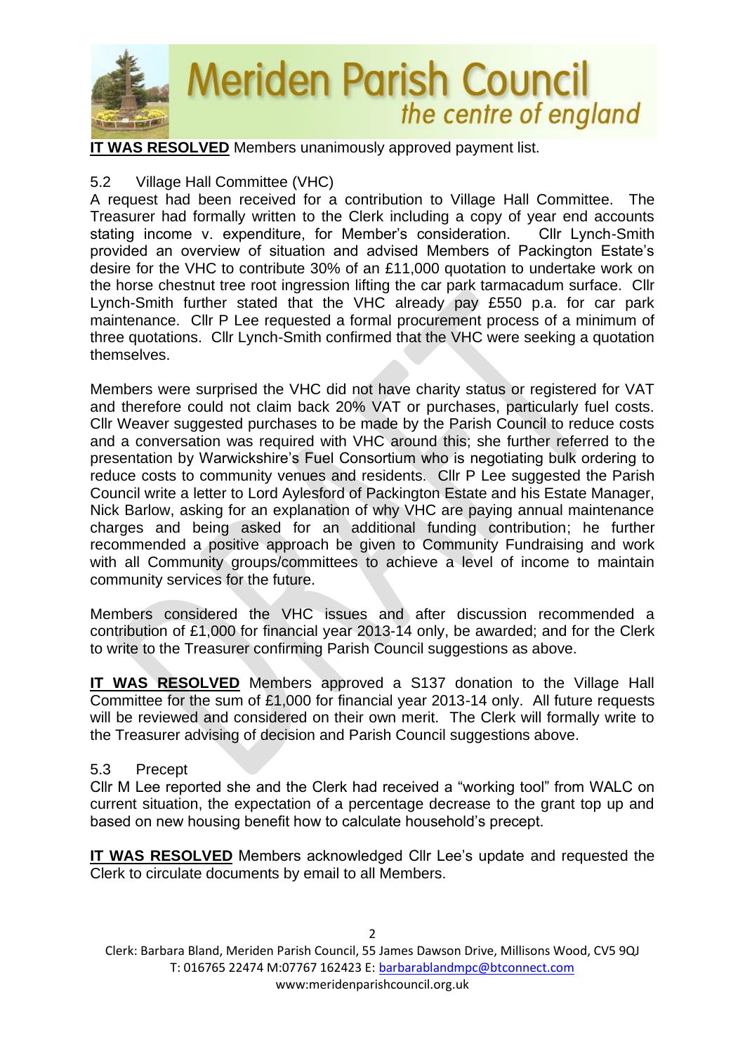**IT WAS RESOLVED** Members unanimously approved payment list.

5.2 Village Hall Committee (VHC)

A request had been received for a contribution to Village Hall Committee. The Treasurer had formally written to the Clerk including a copy of year end accounts stating income v. expenditure, for Member's consideration. Cllr Lynch-Smith provided an overview of situation and advised Members of Packington Estate's desire for the VHC to contribute 30% of an £11,000 quotation to undertake work on the horse chestnut tree root ingression lifting the car park tarmacadum surface. Cllr Lynch-Smith further stated that the VHC already pay £550 p.a. for car park maintenance. Cllr P Lee requested a formal procurement process of a minimum of three quotations. Cllr Lynch-Smith confirmed that the VHC were seeking a quotation themselves.

Members were surprised the VHC did not have charity status or registered for VAT and therefore could not claim back 20% VAT or purchases, particularly fuel costs. Cllr Weaver suggested purchases to be made by the Parish Council to reduce costs and a conversation was required with VHC around this; she further referred to the presentation by Warwickshire's Fuel Consortium who is negotiating bulk ordering to reduce costs to community venues and residents. Cllr P Lee suggested the Parish Council write a letter to Lord Aylesford of Packington Estate and his Estate Manager, Nick Barlow, asking for an explanation of why VHC are paying annual maintenance charges and being asked for an additional funding contribution; he further recommended a positive approach be given to Community Fundraising and work with all Community groups/committees to achieve a level of income to maintain community services for the future.

Members considered the VHC issues and after discussion recommended a contribution of £1,000 for financial year 2013-14 only, be awarded; and for the Clerk to write to the Treasurer confirming Parish Council suggestions as above.

**IT WAS RESOLVED** Members approved a S137 donation to the Village Hall Committee for the sum of £1,000 for financial year 2013-14 only. All future requests will be reviewed and considered on their own merit. The Clerk will formally write to the Treasurer advising of decision and Parish Council suggestions above.

5.3 Precept

Cllr M Lee reported she and the Clerk had received a "working tool" from WALC on current situation, the expectation of a percentage decrease to the grant top up and based on new housing benefit how to calculate household's precept.

**IT WAS RESOLVED** Members acknowledged Cllr Lee's update and requested the Clerk to circulate documents by email to all Members.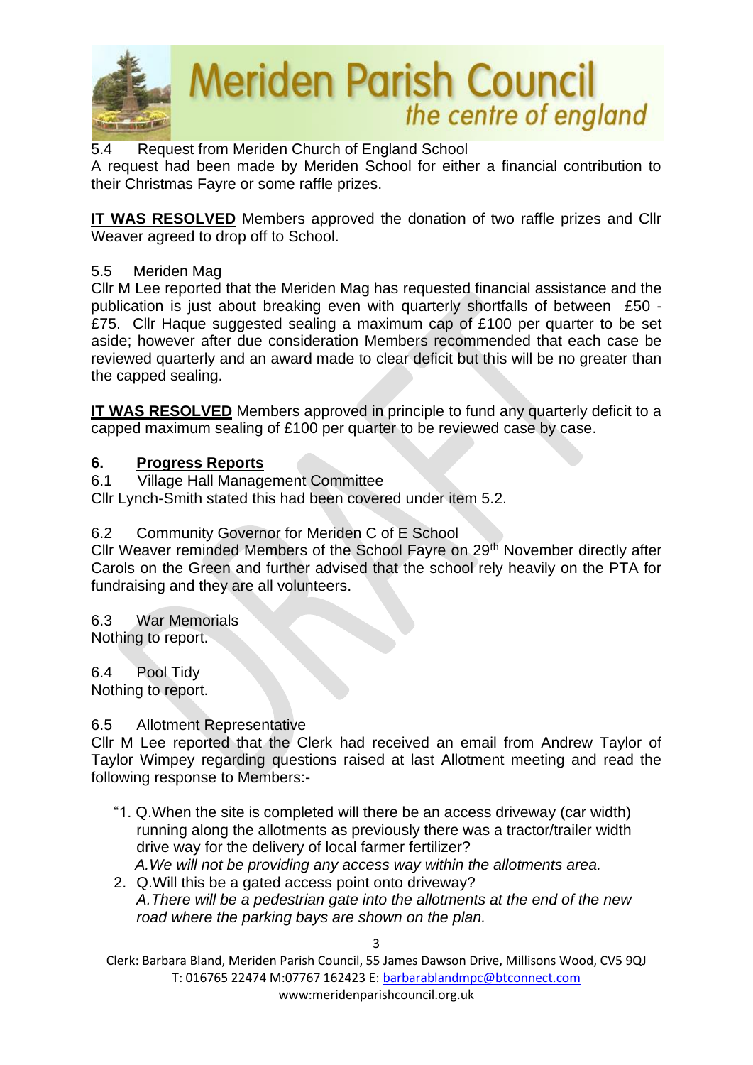5.4 Request from Meriden Church of England School

A request had been made by Meriden School for either a financial contribution to their Christmas Fayre or some raffle prizes.

**IT WAS RESOLVED** Members approved the donation of two raffle prizes and Cllr Weaver agreed to drop off to School.

5.5 Meriden Mag

Cllr M Lee reported that the Meriden Mag has requested financial assistance and the publication is just about breaking even with quarterly shortfalls of between £50 - £75. Cllr Haque suggested sealing a maximum cap of £100 per quarter to be set aside; however after due consideration Members recommended that each case be reviewed quarterly and an award made to clear deficit but this will be no greater than the capped sealing.

**IT WAS RESOLVED** Members approved in principle to fund any quarterly deficit to a capped maximum sealing of £100 per quarter to be reviewed case by case.

## 6. Progress Reports

6.1 Village Hall Management Committee

Cllr Lynch-Smith stated this had been covered under item 5.2.

6.2 Community Governor for Meriden C of E School

Cllr Weaver reminded Members of the School Fayre on 29th November directly after Carols on the Green and further advised that the school rely heavily on the PTA for fundraising and they are all volunteers.

6.3 War Memorials

Nothing to report.

6.4 Pool Tidy

Nothing to report.

6.5 Allotment Representative

Cllr M Lee reported that the Clerk had received an email from Andrew Taylor of Taylor Wimpey regarding questions raised at last Allotment meeting and read the following response to Members:-

"1. Q.When the site is completed will there be an access driveway (car width) running along the allotments as previously there was a tractor/trailer width drive way for the delivery of local farmer fertilizer?
   *A.We will not be providing any access way within the allotments area.*
2. Q.Will this be a gated access point onto driveway?
   *A.There will be a pedestrian gate into the allotments at the end of the new road where the parking bays are shown on the plan.*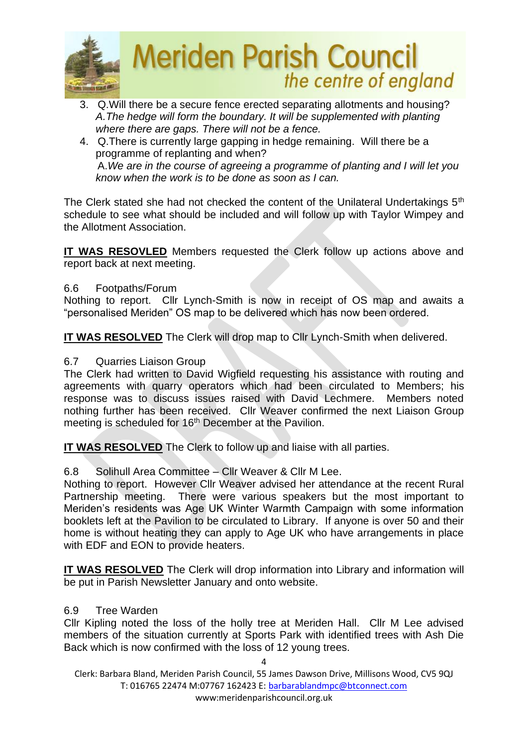3. Q.Will there be a secure fence erected separating allotments and housing? *A.The hedge will form the boundary. It will be supplemented with planting where there are gaps. There will not be a fence.*
4. Q.There is currently large gapping in hedge remaining. Will there be a programme of replanting and when? A.*We are in the course of agreeing a programme of planting and I will let you know when the work is to be done as soon as I can.*

The Clerk stated she had not checked the content of the Unilateral Undertakings 5th schedule to see what should be included and will follow up with Taylor Wimpey and the Allotment Association.

**IT WAS RESOVLED** Members requested the Clerk follow up actions above and report back at next meeting.

6.6 Footpaths/Forum

Nothing to report. Cllr Lynch-Smith is now in receipt of OS map and awaits a "personalised Meriden" OS map to be delivered which has now been ordered.

**IT WAS RESOLVED** The Clerk will drop map to Cllr Lynch-Smith when delivered.

6.7 Quarries Liaison Group

The Clerk had written to David Wigfield requesting his assistance with routing and agreements with quarry operators which had been circulated to Members; his response was to discuss issues raised with David Lechmere. Members noted nothing further has been received. Cllr Weaver confirmed the next Liaison Group meeting is scheduled for 16th December at the Pavilion.

**IT WAS RESOLVED** The Clerk to follow up and liaise with all parties.

6.8 Solihull Area Committee – Cllr Weaver & Cllr M Lee.

Nothing to report. However Cllr Weaver advised her attendance at the recent Rural Partnership meeting. There were various speakers but the most important to Meriden's residents was Age UK Winter Warmth Campaign with some information booklets left at the Pavilion to be circulated to Library. If anyone is over 50 and their home is without heating they can apply to Age UK who have arrangements in place with EDF and EON to provide heaters.

**IT WAS RESOLVED** The Clerk will drop information into Library and information will be put in Parish Newsletter January and onto website.

6.9 Tree Warden

Cllr Kipling noted the loss of the holly tree at Meriden Hall. Cllr M Lee advised members of the situation currently at Sports Park with identified trees with Ash Die Back which is now confirmed with the loss of 12 young trees.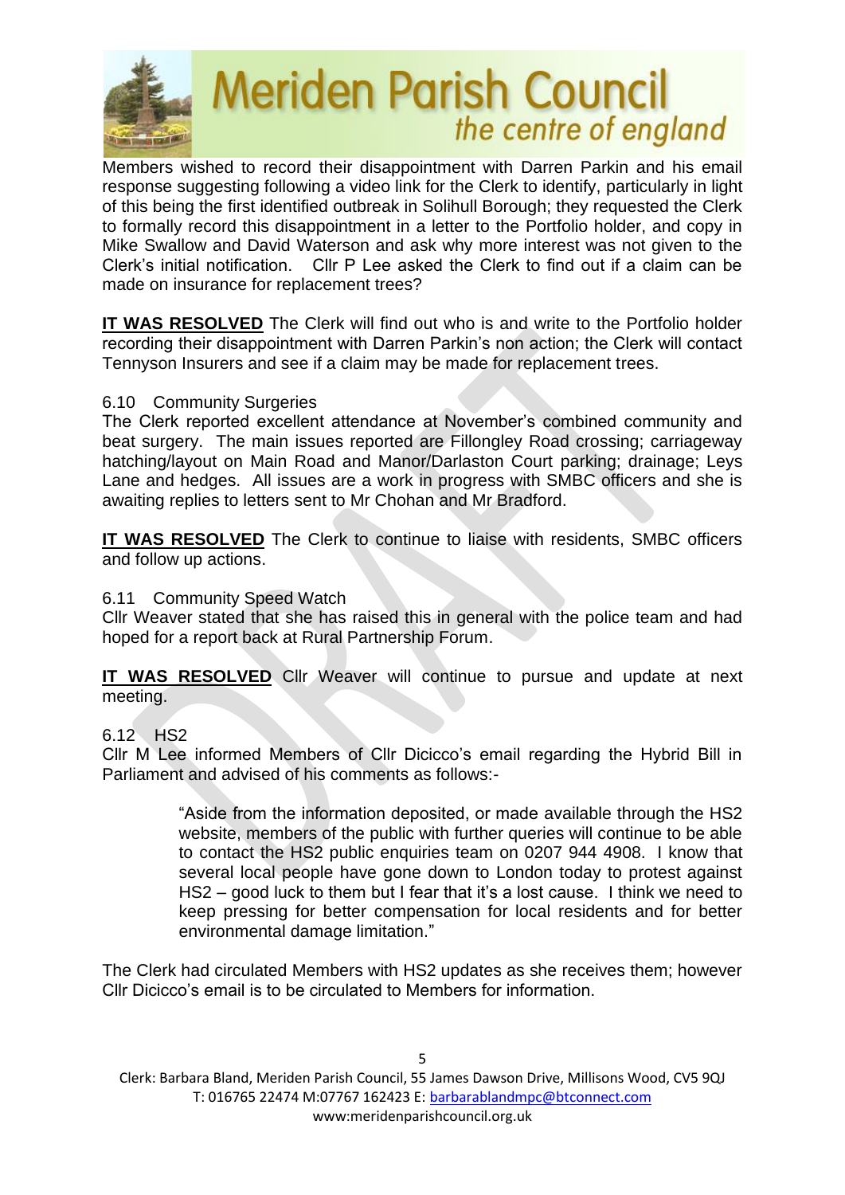Members wished to record their disappointment with Darren Parkin and his email response suggesting following a video link for the Clerk to identify, particularly in light of this being the first identified outbreak in Solihull Borough; they requested the Clerk to formally record this disappointment in a letter to the Portfolio holder, and copy in Mike Swallow and David Waterson and ask why more interest was not given to the Clerk's initial notification. Cllr P Lee asked the Clerk to find out if a claim can be made on insurance for replacement trees?

**IT WAS RESOLVED** The Clerk will find out who is and write to the Portfolio holder recording their disappointment with Darren Parkin's non action; the Clerk will contact Tennyson Insurers and see if a claim may be made for replacement trees.

6.10 Community Surgeries

The Clerk reported excellent attendance at November's combined community and beat surgery. The main issues reported are Fillongley Road crossing; carriageway hatching/layout on Main Road and Manor/Darlaston Court parking; drainage; Leys Lane and hedges. All issues are a work in progress with SMBC officers and she is awaiting replies to letters sent to Mr Chohan and Mr Bradford.

**IT WAS RESOLVED** The Clerk to continue to liaise with residents, SMBC officers and follow up actions.

6.11 Community Speed Watch

Cllr Weaver stated that she has raised this in general with the police team and had hoped for a report back at Rural Partnership Forum.

**IT WAS RESOLVED** Cllr Weaver will continue to pursue and update at next meeting.

6.12 HS2

Cllr M Lee informed Members of Cllr Dicicco's email regarding the Hybrid Bill in Parliament and advised of his comments as follows:-

> "Aside from the information deposited, or made available through the HS2 website, members of the public with further queries will continue to be able to contact the HS2 public enquiries team on 0207 944 4908. I know that several local people have gone down to London today to protest against HS2 – good luck to them but I fear that it's a lost cause. I think we need to keep pressing for better compensation for local residents and for better environmental damage limitation."

The Clerk had circulated Members with HS2 updates as she receives them; however Cllr Dicicco's email is to be circulated to Members for information.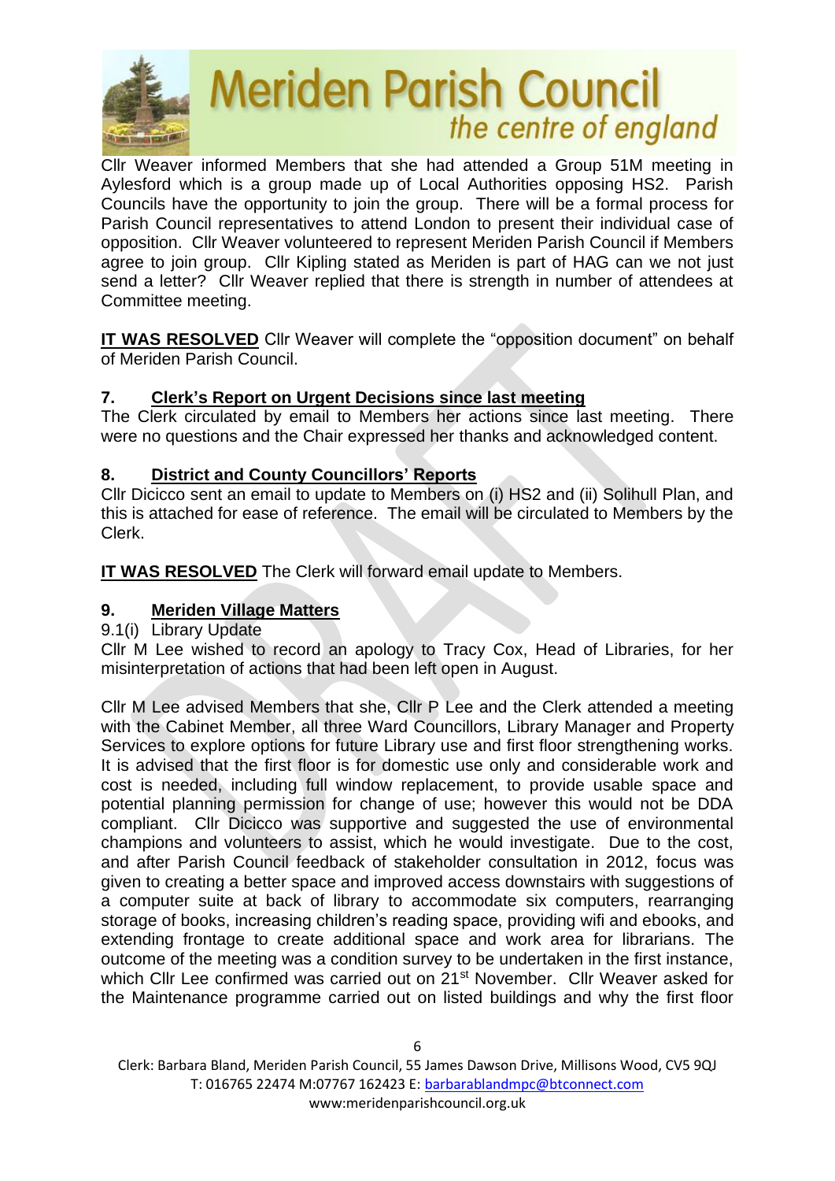Cllr Weaver informed Members that she had attended a Group 51M meeting in Aylesford which is a group made up of Local Authorities opposing HS2. Parish Councils have the opportunity to join the group. There will be a formal process for Parish Council representatives to attend London to present their individual case of opposition. Cllr Weaver volunteered to represent Meriden Parish Council if Members agree to join group. Cllr Kipling stated as Meriden is part of HAG can we not just send a letter? Cllr Weaver replied that there is strength in number of attendees at Committee meeting.

**IT WAS RESOLVED** Cllr Weaver will complete the "opposition document" on behalf of Meriden Parish Council.

## 7. Clerk's Report on Urgent Decisions since last meeting

The Clerk circulated by email to Members her actions since last meeting. There were no questions and the Chair expressed her thanks and acknowledged content.

## 8. District and County Councillors' Reports

Cllr Dicicco sent an email to update to Members on (i) HS2 and (ii) Solihull Plan, and this is attached for ease of reference. The email will be circulated to Members by the Clerk.

**IT WAS RESOLVED** The Clerk will forward email update to Members.

## 9. Meriden Village Matters

9.1(i) Library Update

Cllr M Lee wished to record an apology to Tracy Cox, Head of Libraries, for her misinterpretation of actions that had been left open in August.

Cllr M Lee advised Members that she, Cllr P Lee and the Clerk attended a meeting with the Cabinet Member, all three Ward Councillors, Library Manager and Property Services to explore options for future Library use and first floor strengthening works. It is advised that the first floor is for domestic use only and considerable work and cost is needed, including full window replacement, to provide usable space and potential planning permission for change of use; however this would not be DDA compliant. Cllr Dicicco was supportive and suggested the use of environmental champions and volunteers to assist, which he would investigate. Due to the cost, and after Parish Council feedback of stakeholder consultation in 2012, focus was given to creating a better space and improved access downstairs with suggestions of a computer suite at back of library to accommodate six computers, rearranging storage of books, increasing children's reading space, providing wifi and ebooks, and extending frontage to create additional space and work area for librarians. The outcome of the meeting was a condition survey to be undertaken in the first instance, which Cllr Lee confirmed was carried out on 21st November. Cllr Weaver asked for the Maintenance programme carried out on listed buildings and why the first floor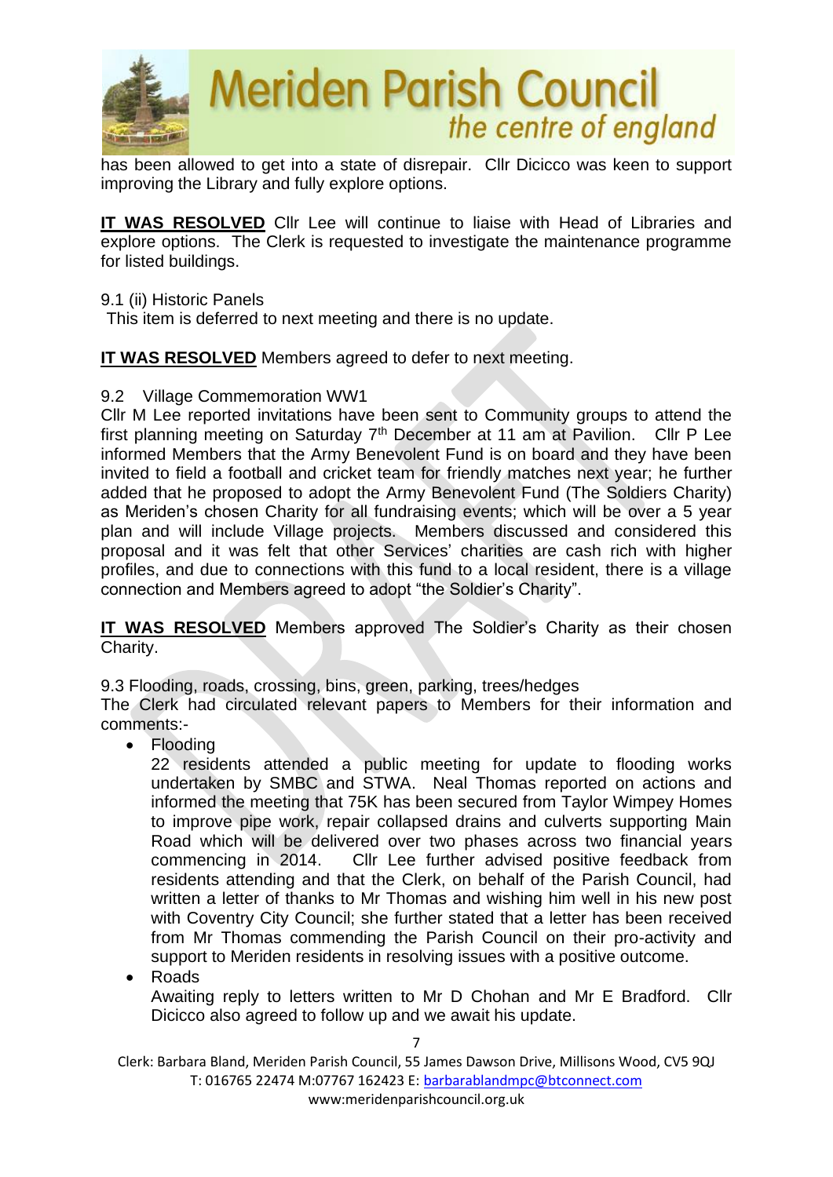has been allowed to get into a state of disrepair. Cllr Dicicco was keen to support improving the Library and fully explore options.

**IT WAS RESOLVED** Cllr Lee will continue to liaise with Head of Libraries and explore options. The Clerk is requested to investigate the maintenance programme for listed buildings.

9.1 (ii) Historic Panels
This item is deferred to next meeting and there is no update.

**IT WAS RESOLVED** Members agreed to defer to next meeting.

9.2 Village Commemoration WW1
Cllr M Lee reported invitations have been sent to Community groups to attend the first planning meeting on Saturday 7th December at 11 am at Pavilion. Cllr P Lee informed Members that the Army Benevolent Fund is on board and they have been invited to field a football and cricket team for friendly matches next year; he further added that he proposed to adopt the Army Benevolent Fund (The Soldiers Charity) as Meriden's chosen Charity for all fundraising events; which will be over a 5 year plan and will include Village projects. Members discussed and considered this proposal and it was felt that other Services' charities are cash rich with higher profiles, and due to connections with this fund to a local resident, there is a village connection and Members agreed to adopt "the Soldier's Charity".

**IT WAS RESOLVED** Members approved The Soldier's Charity as their chosen Charity.

9.3 Flooding, roads, crossing, bins, green, parking, trees/hedges
The Clerk had circulated relevant papers to Members for their information and comments:-

- Flooding
  22 residents attended a public meeting for update to flooding works undertaken by SMBC and STWA. Neal Thomas reported on actions and informed the meeting that 75K has been secured from Taylor Wimpey Homes to improve pipe work, repair collapsed drains and culverts supporting Main Road which will be delivered over two phases across two financial years commencing in 2014. Cllr Lee further advised positive feedback from residents attending and that the Clerk, on behalf of the Parish Council, had written a letter of thanks to Mr Thomas and wishing him well in his new post with Coventry City Council; she further stated that a letter has been received from Mr Thomas commending the Parish Council on their pro-activity and support to Meriden residents in resolving issues with a positive outcome.
- Roads
  Awaiting reply to letters written to Mr D Chohan and Mr E Bradford. Cllr Dicicco also agreed to follow up and we await his update.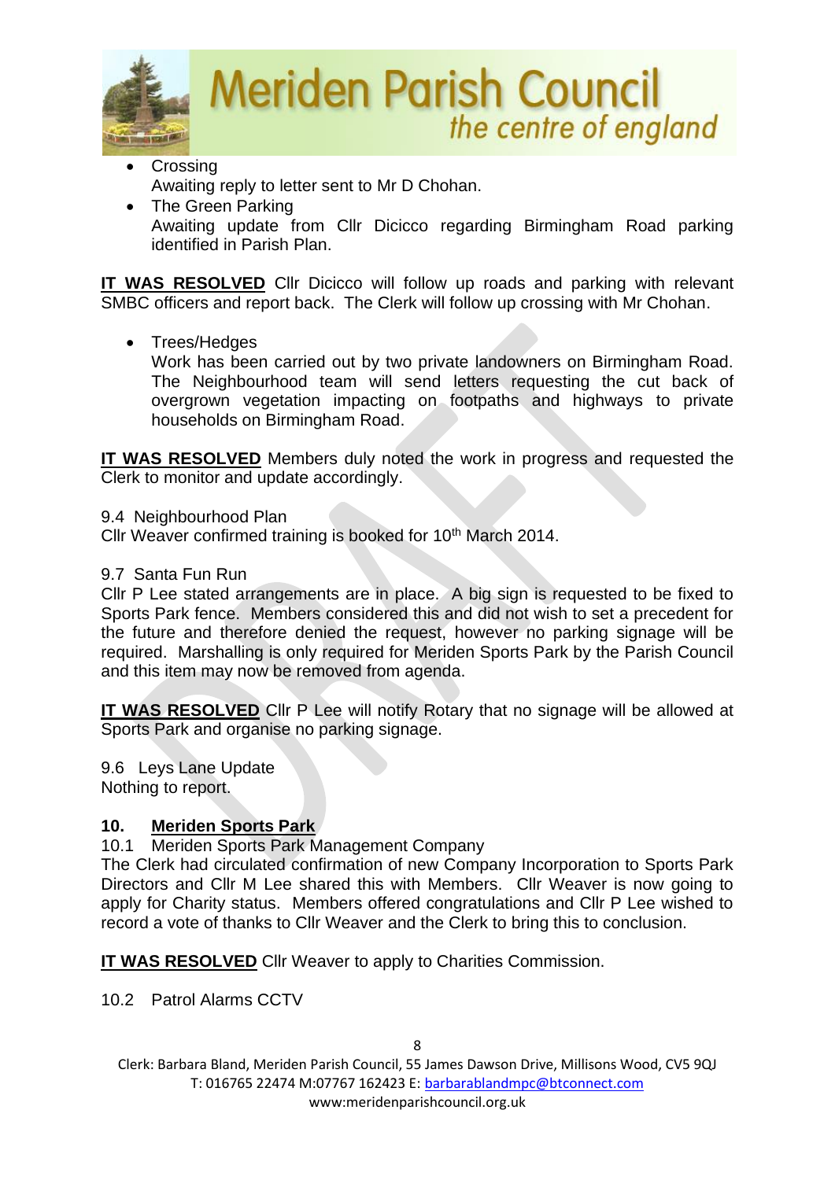- Crossing
  Awaiting reply to letter sent to Mr D Chohan.
- The Green Parking
  Awaiting update from Cllr Dicicco regarding Birmingham Road parking identified in Parish Plan.

**IT WAS RESOLVED** Cllr Dicicco will follow up roads and parking with relevant SMBC officers and report back. The Clerk will follow up crossing with Mr Chohan.

- Trees/Hedges
  Work has been carried out by two private landowners on Birmingham Road. The Neighbourhood team will send letters requesting the cut back of overgrown vegetation impacting on footpaths and highways to private households on Birmingham Road.

**IT WAS RESOLVED** Members duly noted the work in progress and requested the Clerk to monitor and update accordingly.

9.4 Neighbourhood Plan
Cllr Weaver confirmed training is booked for 10th March 2014.

9.7 Santa Fun Run
Cllr P Lee stated arrangements are in place. A big sign is requested to be fixed to Sports Park fence. Members considered this and did not wish to set a precedent for the future and therefore denied the request, however no parking signage will be required. Marshalling is only required for Meriden Sports Park by the Parish Council and this item may now be removed from agenda.

**IT WAS RESOLVED** Cllr P Lee will notify Rotary that no signage will be allowed at Sports Park and organise no parking signage.

9.6 Leys Lane Update
Nothing to report.

## 10. Meriden Sports Park

10.1 Meriden Sports Park Management Company
The Clerk had circulated confirmation of new Company Incorporation to Sports Park Directors and Cllr M Lee shared this with Members. Cllr Weaver is now going to apply for Charity status. Members offered congratulations and Cllr P Lee wished to record a vote of thanks to Cllr Weaver and the Clerk to bring this to conclusion.

**IT WAS RESOLVED** Cllr Weaver to apply to Charities Commission.

10.2 Patrol Alarms CCTV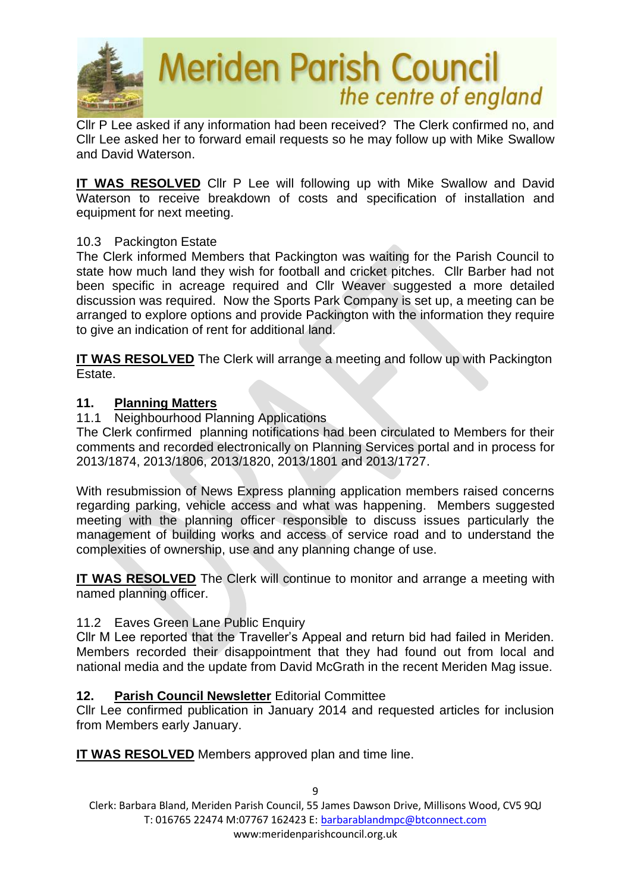Cllr P Lee asked if any information had been received? The Clerk confirmed no, and Cllr Lee asked her to forward email requests so he may follow up with Mike Swallow and David Waterson.

**IT WAS RESOLVED** Cllr P Lee will following up with Mike Swallow and David Waterson to receive breakdown of costs and specification of installation and equipment for next meeting.

10.3 Packington Estate

The Clerk informed Members that Packington was waiting for the Parish Council to state how much land they wish for football and cricket pitches. Cllr Barber had not been specific in acreage required and Cllr Weaver suggested a more detailed discussion was required. Now the Sports Park Company is set up, a meeting can be arranged to explore options and provide Packington with the information they require to give an indication of rent for additional land.

**IT WAS RESOLVED** The Clerk will arrange a meeting and follow up with Packington Estate.

## 11. Planning Matters

11.1 Neighbourhood Planning Applications

The Clerk confirmed planning notifications had been circulated to Members for their comments and recorded electronically on Planning Services portal and in process for 2013/1874, 2013/1806, 2013/1820, 2013/1801 and 2013/1727.

With resubmission of News Express planning application members raised concerns regarding parking, vehicle access and what was happening. Members suggested meeting with the planning officer responsible to discuss issues particularly the management of building works and access of service road and to understand the complexities of ownership, use and any planning change of use.

**IT WAS RESOLVED** The Clerk will continue to monitor and arrange a meeting with named planning officer.

11.2 Eaves Green Lane Public Enquiry

Cllr M Lee reported that the Traveller's Appeal and return bid had failed in Meriden. Members recorded their disappointment that they had found out from local and national media and the update from David McGrath in the recent Meriden Mag issue.

## 12. Parish Council Newsletter Editorial Committee

Cllr Lee confirmed publication in January 2014 and requested articles for inclusion from Members early January.

**IT WAS RESOLVED** Members approved plan and time line.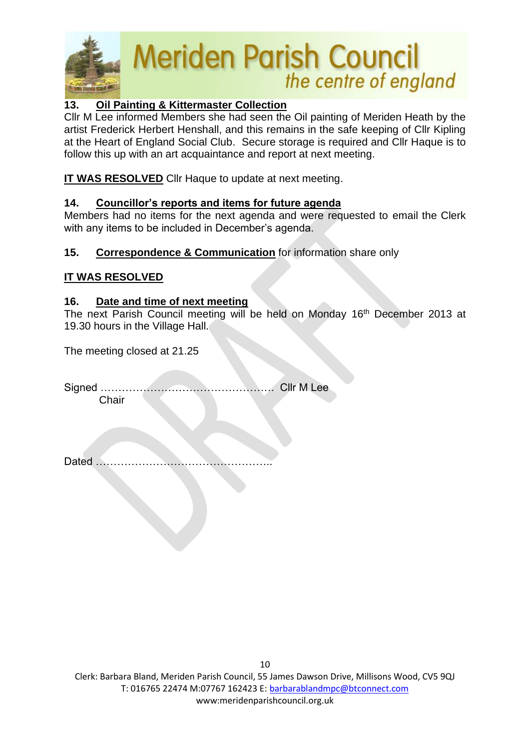## 13. Oil Painting & Kittermaster Collection

Cllr M Lee informed Members she had seen the Oil painting of Meriden Heath by the artist Frederick Herbert Henshall, and this remains in the safe keeping of Cllr Kipling at the Heart of England Social Club. Secure storage is required and Cllr Haque is to follow this up with an art acquaintance and report at next meeting.

**IT WAS RESOLVED** Cllr Haque to update at next meeting.

## 14. Councillor's reports and items for future agenda

Members had no items for the next agenda and were requested to email the Clerk with any items to be included in December's agenda.

## 15. Correspondence & Communication for information share only

**IT WAS RESOLVED**

## 16. Date and time of next meeting

The next Parish Council meeting will be held on Monday 16th December 2013 at 19.30 hours in the Village Hall.

The meeting closed at 21.25

Signed …………………………………………. Cllr M Lee
Chair

Dated …………………………………………..

Clerk: Barbara Bland, Meriden Parish Council, 55 James Dawson Drive, Millisons Wood, CV5 9QJ
T: 016765 22474 M:07767 162423 E: barbarablandmpc@btconnect.com
www:meridenparishcouncil.org.uk